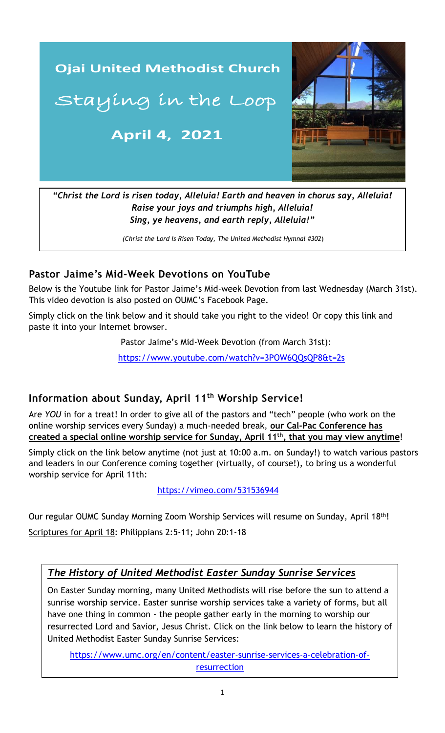# Ojai United Methodist Church

## Staying in the Loop

**April 4, 2021**

***"Christ the Lord is risen today, Alleluia! Earth and heaven in chorus say, Alleluia! Raise your joys and triumphs high, Alleluia! Sing, ye heavens, and earth reply, Alleluia!"***

*(Christ the Lord Is Risen Today, The United Methodist Hymnal #302)*

## Pastor Jaime's Mid-Week Devotions on YouTube

Below is the Youtube link for Pastor Jaime's Mid-week Devotion from last Wednesday (March 31st). This video devotion is also posted on OUMC's Facebook Page.

Simply click on the link below and it should take you right to the video! Or copy this link and paste it into your Internet browser.

Pastor Jaime's Mid-Week Devotion (from March 31st):

https://www.youtube.com/watch?v=3POW6QQsQP8&t=2s

## Information about Sunday, April 11th Worship Service!

Are ***YOU*** in for a treat! In order to give all of the pastors and "tech" people (who work on the online worship services every Sunday) a much-needed break, **our Cal-Pac Conference has created a special online worship service for Sunday, April 11th, that you may view anytime**!

Simply click on the link below anytime (not just at 10:00 a.m. on Sunday!) to watch various pastors and leaders in our Conference coming together (virtually, of course!), to bring us a wonderful worship service for April 11th:

https://vimeo.com/531536944

Our regular OUMC Sunday Morning Zoom Worship Services will resume on Sunday, April 18th!

Scriptures for April 18: Philippians 2:5-11; John 20:1-18

## *The History of United Methodist Easter Sunday Sunrise Services*

On Easter Sunday morning, many United Methodists will rise before the sun to attend a sunrise worship service. Easter sunrise worship services take a variety of forms, but all have one thing in common - the people gather early in the morning to worship our resurrected Lord and Savior, Jesus Christ. Click on the link below to learn the history of United Methodist Easter Sunday Sunrise Services:

https://www.umc.org/en/content/easter-sunrise-services-a-celebration-of-resurrection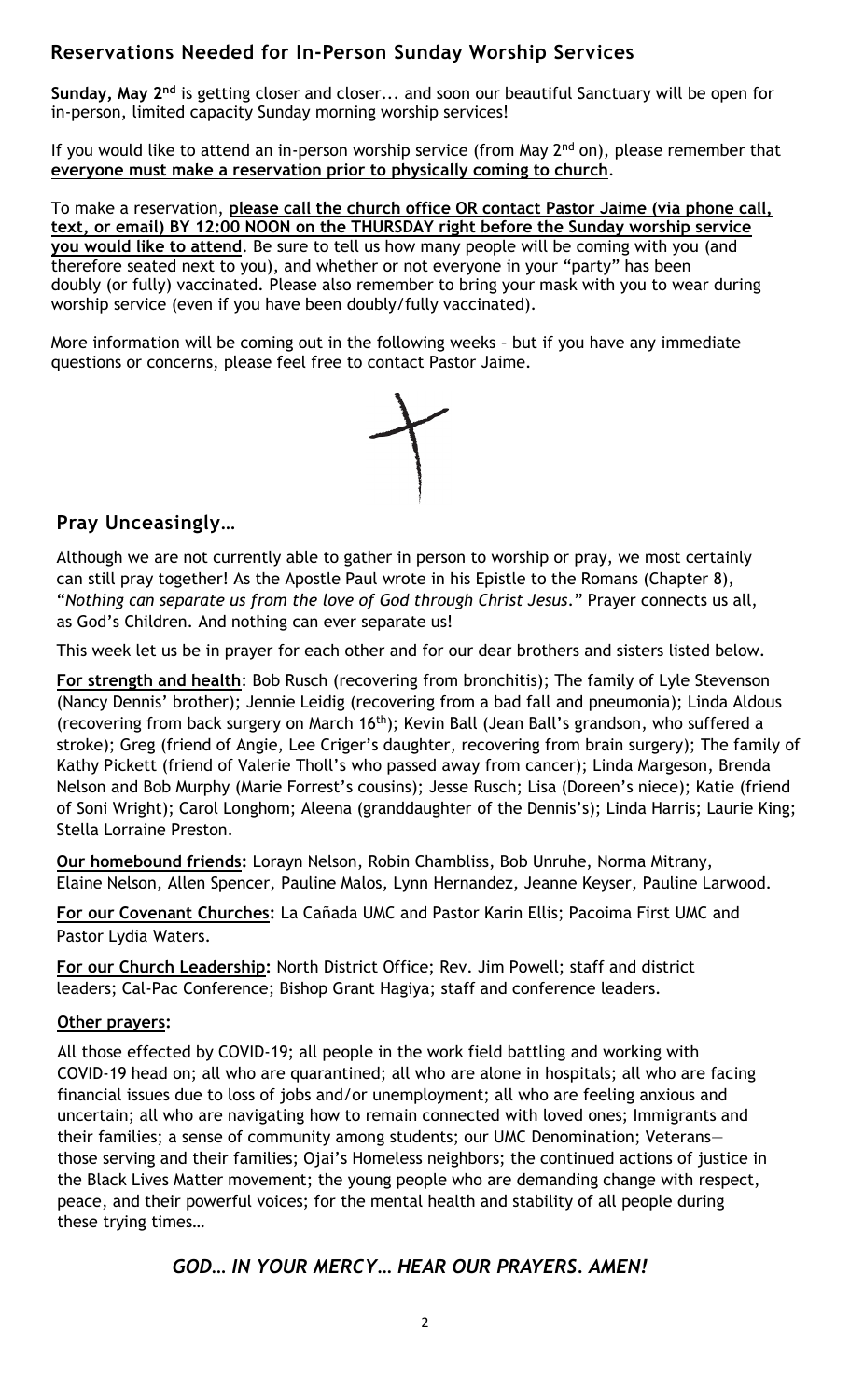## Reservations Needed for In-Person Sunday Worship Services

**Sunday, May 2nd** is getting closer and closer... and soon our beautiful Sanctuary will be open for in-person, limited capacity Sunday morning worship services!

If you would like to attend an in-person worship service (from May 2nd on), please remember that **everyone must make a reservation prior to physically coming to church**.

To make a reservation, **please call the church office OR contact Pastor Jaime (via phone call, text, or email) BY 12:00 NOON on the THURSDAY right before the Sunday worship service you would like to attend**. Be sure to tell us how many people will be coming with you (and therefore seated next to you), and whether or not everyone in your "party" has been doubly (or fully) vaccinated. Please also remember to bring your mask with you to wear during worship service (even if you have been doubly/fully vaccinated).

More information will be coming out in the following weeks – but if you have any immediate questions or concerns, please feel free to contact Pastor Jaime.

## Pray Unceasingly…

Although we are not currently able to gather in person to worship or pray, we most certainly can still pray together! As the Apostle Paul wrote in his Epistle to the Romans (Chapter 8), "*Nothing can separate us from the love of God through Christ Jesus*." Prayer connects us all, as God's Children. And nothing can ever separate us!

This week let us be in prayer for each other and for our dear brothers and sisters listed below.

**For strength and health**: Bob Rusch (recovering from bronchitis); The family of Lyle Stevenson (Nancy Dennis' brother); Jennie Leidig (recovering from a bad fall and pneumonia); Linda Aldous (recovering from back surgery on March 16th); Kevin Ball (Jean Ball's grandson, who suffered a stroke); Greg (friend of Angie, Lee Criger's daughter, recovering from brain surgery); The family of Kathy Pickett (friend of Valerie Tholl's who passed away from cancer); Linda Margeson, Brenda Nelson and Bob Murphy (Marie Forrest's cousins); Jesse Rusch; Lisa (Doreen's niece); Katie (friend of Soni Wright); Carol Longhom; Aleena (granddaughter of the Dennis's); Linda Harris; Laurie King; Stella Lorraine Preston.

**Our homebound friends:** Lorayn Nelson, Robin Chambliss, Bob Unruhe, Norma Mitrany, Elaine Nelson, Allen Spencer, Pauline Malos, Lynn Hernandez, Jeanne Keyser, Pauline Larwood.

**For our Covenant Churches:** La Cañada UMC and Pastor Karin Ellis; Pacoima First UMC and Pastor Lydia Waters.

**For our Church Leadership:** North District Office; Rev. Jim Powell; staff and district leaders; Cal-Pac Conference; Bishop Grant Hagiya; staff and conference leaders.

**Other prayers:**

All those effected by COVID-19; all people in the work field battling and working with COVID-19 head on; all who are quarantined; all who are alone in hospitals; all who are facing financial issues due to loss of jobs and/or unemployment; all who are feeling anxious and uncertain; all who are navigating how to remain connected with loved ones; Immigrants and their families; a sense of community among students; our UMC Denomination; Veterans—those serving and their families; Ojai's Homeless neighbors; the continued actions of justice in the Black Lives Matter movement; the young people who are demanding change with respect, peace, and their powerful voices; for the mental health and stability of all people during these trying times…

***GOD… IN YOUR MERCY… HEAR OUR PRAYERS. AMEN!***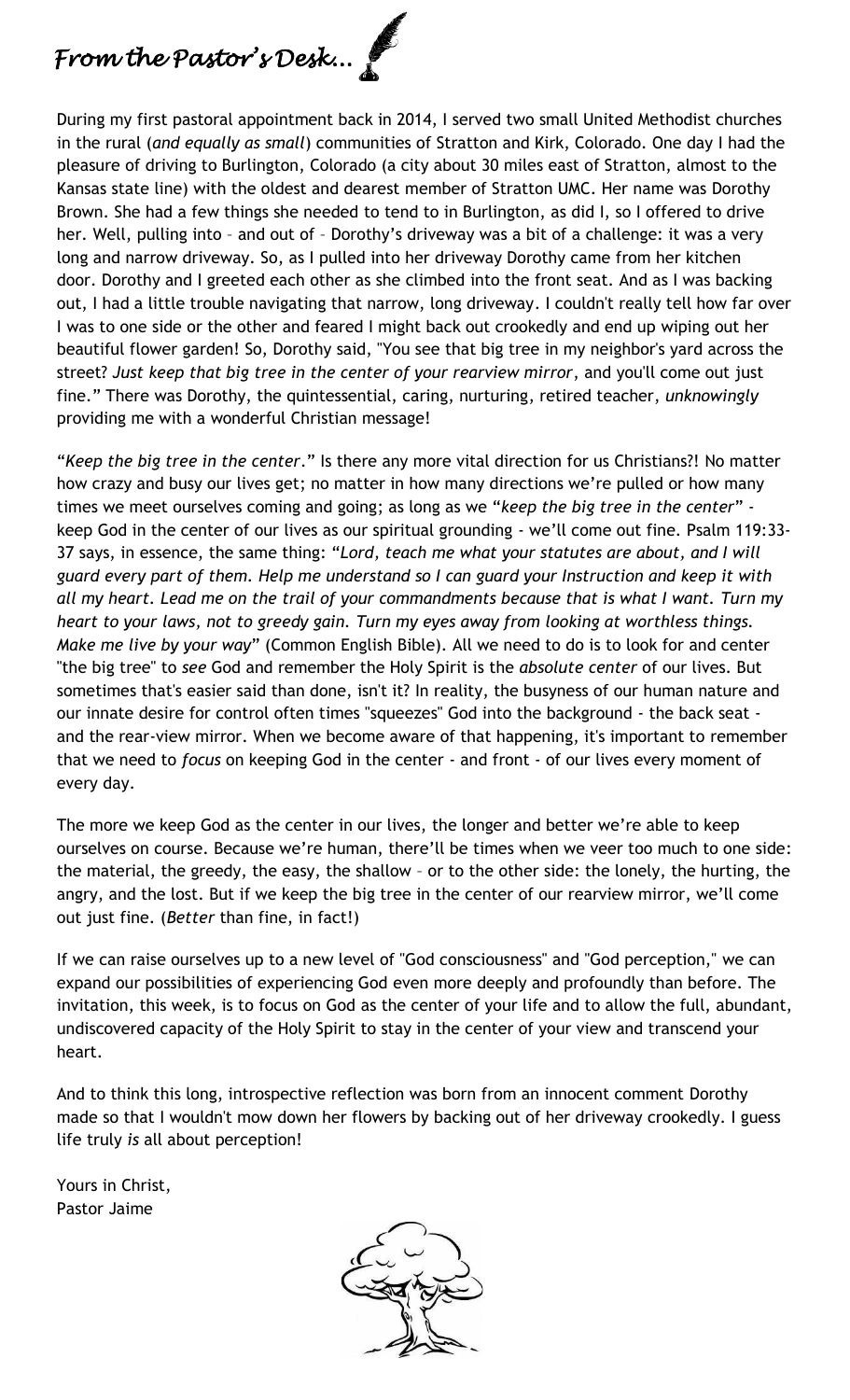# *From the Pastor's Desk...*

During my first pastoral appointment back in 2014, I served two small United Methodist churches in the rural (*and equally as small*) communities of Stratton and Kirk, Colorado. One day I had the pleasure of driving to Burlington, Colorado (a city about 30 miles east of Stratton, almost to the Kansas state line) with the oldest and dearest member of Stratton UMC. Her name was Dorothy Brown. She had a few things she needed to tend to in Burlington, as did I, so I offered to drive her. Well, pulling into – and out of – Dorothy's driveway was a bit of a challenge: it was a very long and narrow driveway. So, as I pulled into her driveway Dorothy came from her kitchen door. Dorothy and I greeted each other as she climbed into the front seat. And as I was backing out, I had a little trouble navigating that narrow, long driveway. I couldn't really tell how far over I was to one side or the other and feared I might back out crookedly and end up wiping out her beautiful flower garden! So, Dorothy said, "You see that big tree in my neighbor's yard across the street? *Just keep that big tree in the center of your rearview mirror*, and you'll come out just fine." There was Dorothy, the quintessential, caring, nurturing, retired teacher, *unknowingly* providing me with a wonderful Christian message!

"*Keep the big tree in the center*." Is there any more vital direction for us Christians?! No matter how crazy and busy our lives get; no matter in how many directions we're pulled or how many times we meet ourselves coming and going; as long as we "*keep the big tree in the center*" - keep God in the center of our lives as our spiritual grounding - we'll come out fine. Psalm 119:33-37 says, in essence, the same thing: "*Lord, teach me what your statutes are about, and I will guard every part of them. Help me understand so I can guard your Instruction and keep it with all my heart. Lead me on the trail of your commandments because that is what I want. Turn my heart to your laws, not to greedy gain. Turn my eyes away from looking at worthless things. Make me live by your way*" (Common English Bible). All we need to do is to look for and center "the big tree" to *see* God and remember the Holy Spirit is the *absolute center* of our lives. But sometimes that's easier said than done, isn't it? In reality, the busyness of our human nature and our innate desire for control often times "squeezes" God into the background - the back seat - and the rear-view mirror. When we become aware of that happening, it's important to remember that we need to *focus* on keeping God in the center - and front - of our lives every moment of every day.

The more we keep God as the center in our lives, the longer and better we're able to keep ourselves on course. Because we're human, there'll be times when we veer too much to one side: the material, the greedy, the easy, the shallow – or to the other side: the lonely, the hurting, the angry, and the lost. But if we keep the big tree in the center of our rearview mirror, we'll come out just fine. (*Better* than fine, in fact!)

If we can raise ourselves up to a new level of "God consciousness" and "God perception," we can expand our possibilities of experiencing God even more deeply and profoundly than before. The invitation, this week, is to focus on God as the center of your life and to allow the full, abundant, undiscovered capacity of the Holy Spirit to stay in the center of your view and transcend your heart.

And to think this long, introspective reflection was born from an innocent comment Dorothy made so that I wouldn't mow down her flowers by backing out of her driveway crookedly. I guess life truly *is* all about perception!

Yours in Christ,
Pastor Jaime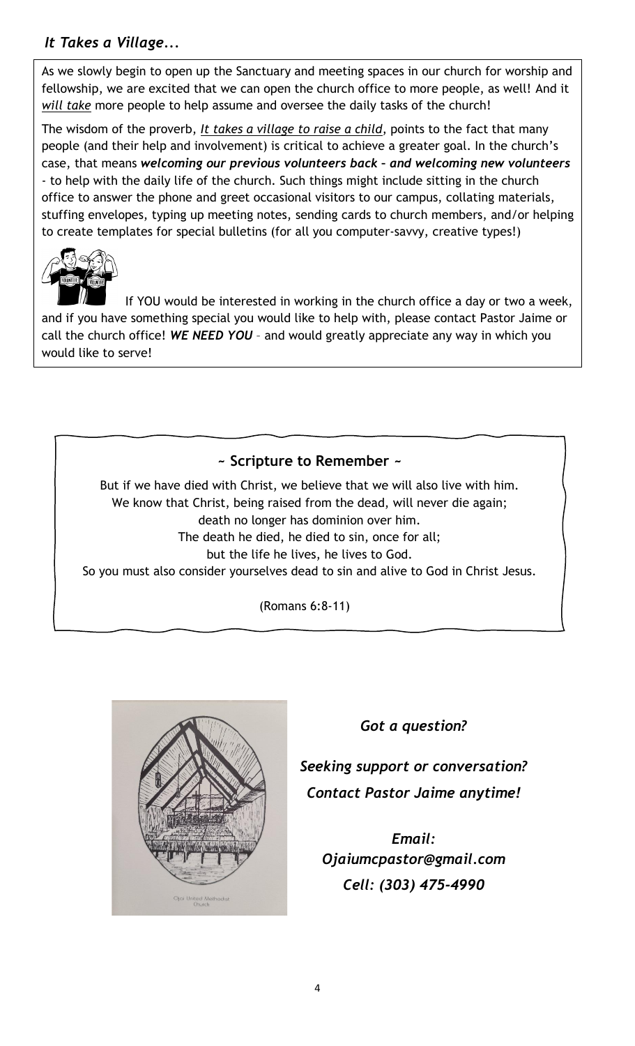## *It Takes a Village...*

As we slowly begin to open up the Sanctuary and meeting spaces in our church for worship and fellowship, we are excited that we can open the church office to more people, as well! And it *will take* more people to help assume and oversee the daily tasks of the church!

The wisdom of the proverb, *It takes a village to raise a child*, points to the fact that many people (and their help and involvement) is critical to achieve a greater goal. In the church's case, that means ***welcoming our previous volunteers back – and welcoming new volunteers*** - to help with the daily life of the church. Such things might include sitting in the church office to answer the phone and greet occasional visitors to our campus, collating materials, stuffing envelopes, typing up meeting notes, sending cards to church members, and/or helping to create templates for special bulletins (for all you computer-savvy, creative types!)

If YOU would be interested in working in the church office a day or two a week, and if you have something special you would like to help with, please contact Pastor Jaime or call the church office! ***WE NEED YOU*** – and would greatly appreciate any way in which you would like to serve!

### ~ Scripture to Remember ~

But if we have died with Christ, we believe that we will also live with him.
We know that Christ, being raised from the dead, will never die again;
death no longer has dominion over him.
The death he died, he died to sin, once for all;
but the life he lives, he lives to God.
So you must also consider yourselves dead to sin and alive to God in Christ Jesus.

(Romans 6:8-11)

Ojai United Methodist Church

***Got a question?***

***Seeking support or conversation?***
***Contact Pastor Jaime anytime!***

***Email:***
***Ojaiumcpastor@gmail.com***
***Cell: (303) 475-4990***